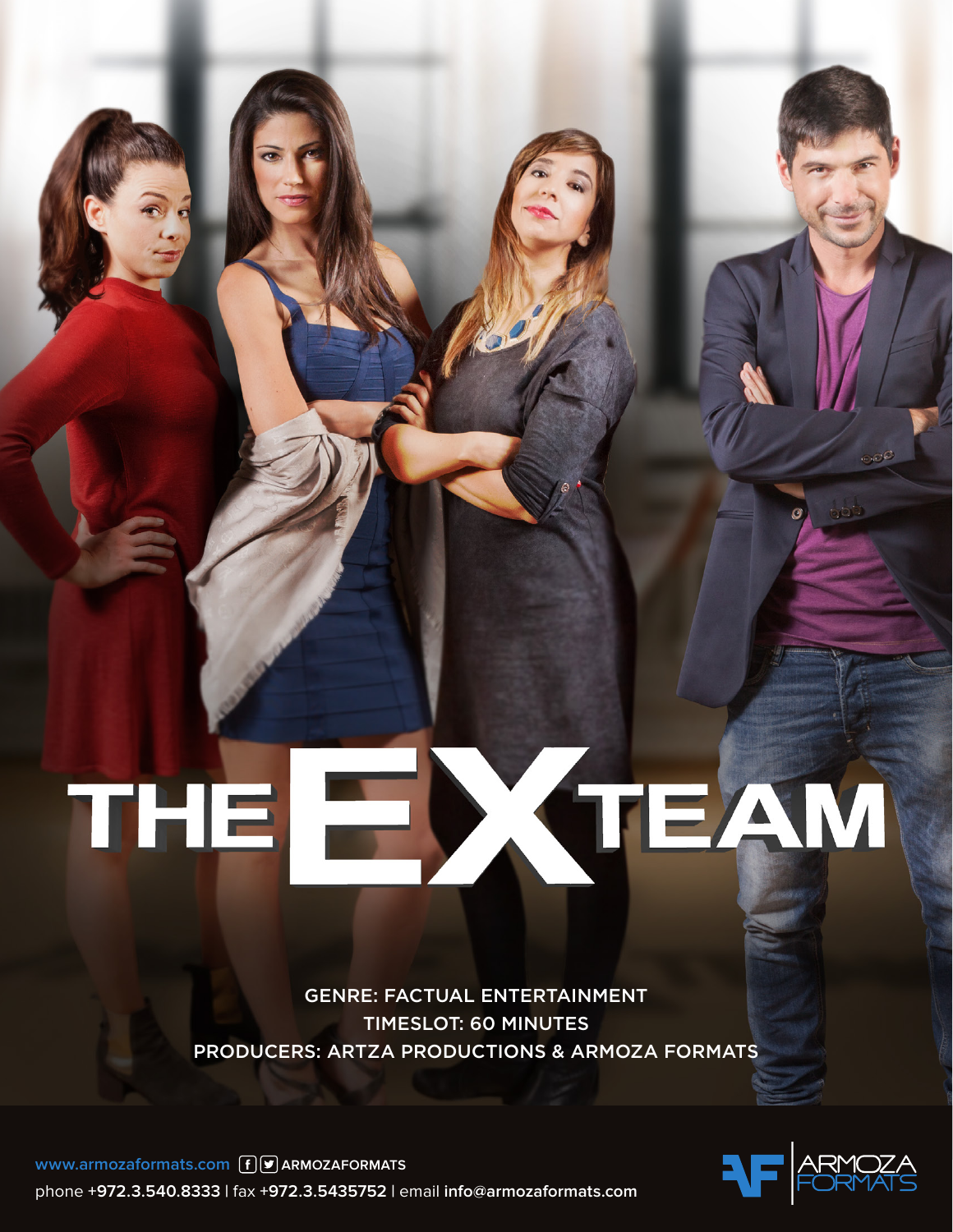# THE EX TEAM

GENRE: FACTUAL ENTERTAINMENT

TIMESLOT: 60 MINUTES

PRODUCERS: ARTZA PRODUCTIONS & ARMOZA FORMATS

www.armozaformats.com ARMOZAFORMATS

phone +972.3.540.8333 | fax +972.3.5435752 | email info@armozaformats.com

ARMOZA FORMATS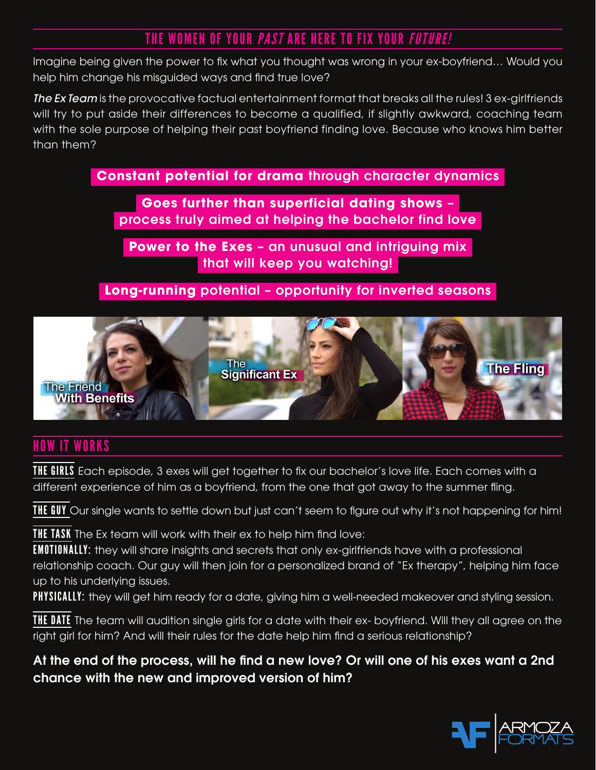## THE WOMEN OF YOUR *PAST* ARE HERE TO FIX YOUR *FUTURE!*

Imagine being given the power to fix what you thought was wrong in your ex-boyfriend… Would you help him change his misguided ways and find true love?

*The Ex Team* is the provocative factual entertainment format that breaks all the rules! 3 ex-girlfriends will try to put aside their differences to become a qualified, if slightly awkward, coaching team with the sole purpose of helping their past boyfriend finding love. Because who knows him better than them?

**Constant potential for drama** through character dynamics

**Goes further than superficial dating shows – process truly aimed at helping the bachelor find love**

**Power to the Exes – an unusual and intriguing mix** that will keep you watching!

**Long-running** potential – opportunity for inverted seasons

The Friend With Benefits

The Significant Ex

The Fling

## HOW IT WORKS

**THE GIRLS** Each episode, 3 exes will get together to fix our bachelor's love life. Each comes with a different experience of him as a boyfriend, from the one that got away to the summer fling.

**THE GUY** Our single wants to settle down but just can't seem to figure out why it's not happening for him!

**THE TASK** The Ex team will work with their ex to help him find love:

**EMOTIONALLY:** they will share insights and secrets that only ex-girlfriends have with a professional relationship coach. Our guy will then join for a personalized brand of "Ex therapy", helping him face up to his underlying issues.

**PHYSICALLY:** they will get him ready for a date, giving him a well-needed makeover and styling session.

**THE DATE** The team will audition single girls for a date with their ex- boyfriend. Will they all agree on the right girl for him? And will their rules for the date help him find a serious relationship?

**At the end of the process, will he find a new love? Or will one of his exes want a 2nd chance with the new and improved version of him?**

ARMOZA FORMATS